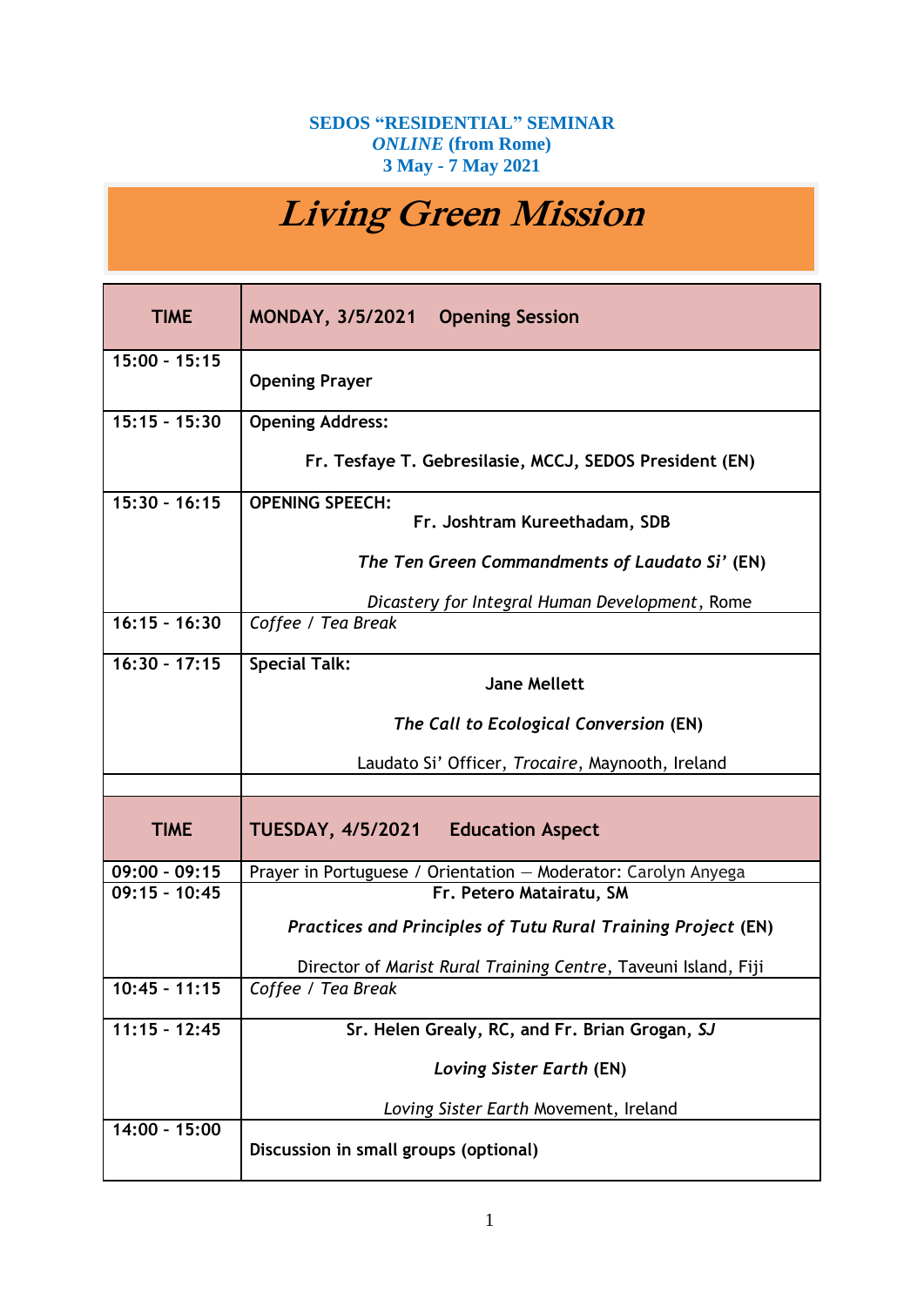**SEDOS “RESIDENTIAL” SEMINAR**
***ONLINE* (from Rome)**
**3 May - 7 May 2021**

# *Living Green Mission*

| TIME | MONDAY, 3/5/2021 Opening Session |
|---|---|
| 15:00 - 15:15 | **Opening Prayer** |
| 15:15 - 15:30 | **Opening Address:** **Fr. Tesfaye T. Gebresilasie, MCCJ, SEDOS President (EN)** |
| 15:30 - 16:15 | **OPENING SPEECH:** **Fr. Joshtram Kureethadam, SDB** ***The Ten Green Commandments of Laudato Si’* (EN)** *Dicastery for Integral Human Development*, Rome |
| 16:15 - 16:30 | *Coffee / Tea Break* |
| 16:30 - 17:15 | **Special Talk:** **Jane Mellett** ***The Call to Ecological Conversion* (EN)** Laudato Si’ Officer, *Trocaire*, Maynooth, Ireland |
| | |
| **TIME** | **TUESDAY, 4/5/2021 Education Aspect** |
| 09:00 - 09:15 | Prayer in Portuguese / Orientation — Moderator: Carolyn Anyega |
| 09:15 - 10:45 | **Fr. Petero Matairatu, SM** ***Practices and Principles of Tutu Rural Training Project* (EN)** Director of *Marist Rural Training Centre*, Taveuni Island, Fiji |
| 10:45 - 11:15 | *Coffee / Tea Break* |
| 11:15 - 12:45 | **Sr. Helen Grealy, RC, and Fr. Brian Grogan, *SJ*** ***Loving Sister Earth* (EN)** *Loving Sister Earth* Movement, Ireland |
| 14:00 - 15:00 | **Discussion in small groups (optional)** |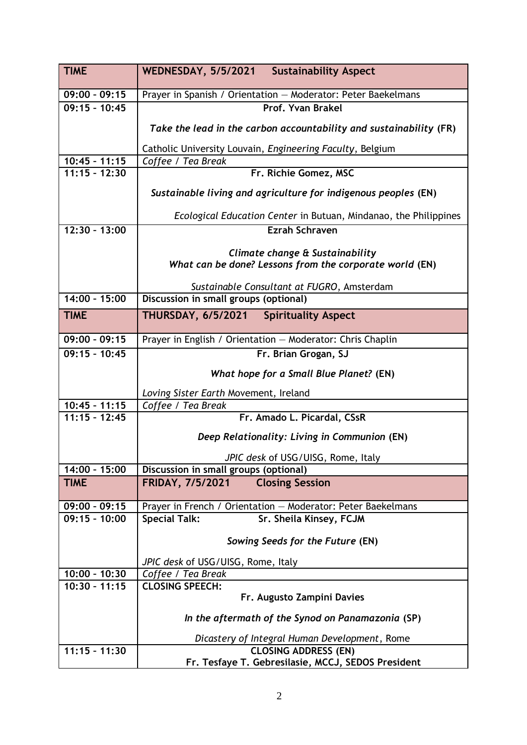| TIME | WEDNESDAY, 5/5/2021 Sustainability Aspect |
|---|---|
| 09:00 - 09:15 | Prayer in Spanish / Orientation – Moderator: Peter Baekelmans |
| 09:15 - 10:45 | **Prof. Yvan Brakel**<br>*Take the lead in the carbon accountability and sustainability* **(FR)**<br>Catholic University Louvain, *Engineering Faculty*, Belgium |
| 10:45 - 11:15 | *Coffee / Tea Break* |
| 11:15 - 12:30 | **Fr. Richie Gomez, MSC**<br>*Sustainable living and agriculture for indigenous peoples* **(EN)**<br>*Ecological Education Center* in Butuan, Mindanao, the Philippines |
| 12:30 - 13:00 | **Ezrah Schraven**<br>*Climate change & Sustainability*<br>*What can be done? Lessons from the corporate world* **(EN)**<br>*Sustainable Consultant at FUGRO*, Amsterdam |
| 14:00 - 15:00 | **Discussion in small groups (optional)** |
| **TIME** | **THURSDAY, 6/5/2021 Spirituality Aspect** |
| 09:00 - 09:15 | Prayer in English / Orientation – Moderator: Chris Chaplin |
| 09:15 - 10:45 | **Fr. Brian Grogan, SJ**<br>*What hope for a Small Blue Planet?* **(EN)**<br>*Loving Sister Earth* Movement, Ireland |
| 10:45 - 11:15 | *Coffee / Tea Break* |
| 11:15 - 12:45 | **Fr. Amado L. Picardal, CSsR**<br>*Deep Relationality: Living in Communion* **(EN)**<br>*JPIC desk* of USG/UISG, Rome, Italy |
| 14:00 - 15:00 | **Discussion in small groups (optional)** |
| **TIME** | **FRIDAY, 7/5/2021 Closing Session** |
| 09:00 - 09:15 | Prayer in French / Orientation – Moderator: Peter Baekelmans |
| 09:15 - 10:00 | **Special Talk: Sr. Sheila Kinsey, FCJM**<br>*Sowing Seeds for the Future* **(EN)**<br>*JPIC desk* of USG/UISG, Rome, Italy |
| 10:00 - 10:30 | *Coffee / Tea Break* |
| 10:30 - 11:15 | **CLOSING SPEECH:**<br>**Fr. Augusto Zampini Davies**<br>*In the aftermath of the Synod on Panamazonia* **(SP)**<br>*Dicastery of Integral Human Development*, Rome |
| 11:15 - 11:30 | **CLOSING ADDRESS (EN)**<br>**Fr. Tesfaye T. Gebresilasie, MCCJ, SEDOS President** |